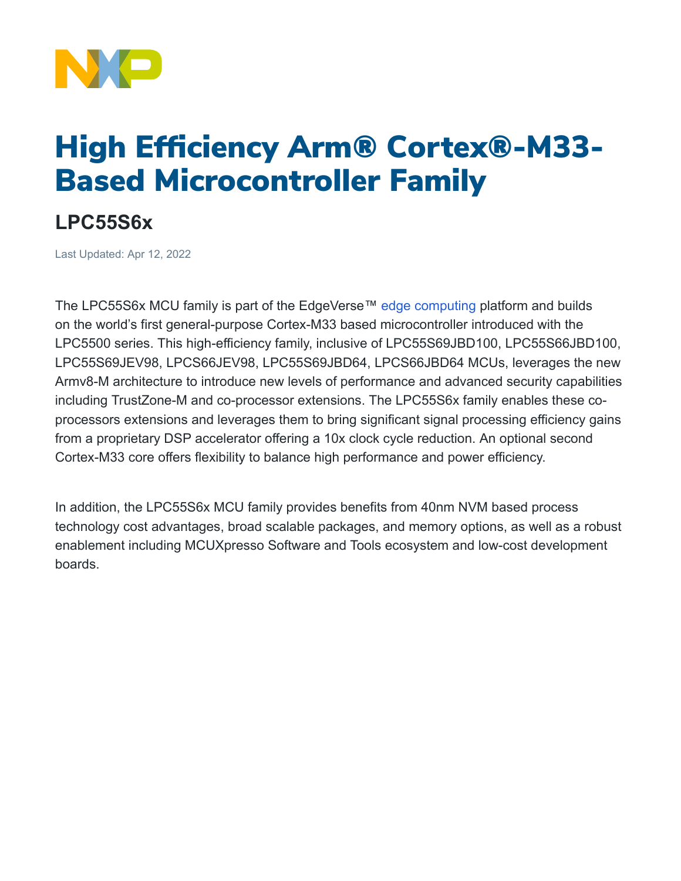# High Efficiency Arm® Cortex®-M33-Based Microcontroller Family

## LPC55S6x

Last Updated: Apr 12, 2022

The LPC55S6x MCU family is part of the EdgeVerse™ edge computing platform and builds on the world's first general-purpose Cortex-M33 based microcontroller introduced with the LPC5500 series. This high-efficiency family, inclusive of LPC55S69JBD100, LPC55S66JBD100, LPC55S69JEV98, LPCS66JEV98, LPC55S69JBD64, LPCS66JBD64 MCUs, leverages the new Armv8-M architecture to introduce new levels of performance and advanced security capabilities including TrustZone-M and co-processor extensions. The LPC55S6x family enables these co-processors extensions and leverages them to bring significant signal processing efficiency gains from a proprietary DSP accelerator offering a 10x clock cycle reduction. An optional second Cortex-M33 core offers flexibility to balance high performance and power efficiency.

In addition, the LPC55S6x MCU family provides benefits from 40nm NVM based process technology cost advantages, broad scalable packages, and memory options, as well as a robust enablement including MCUXpresso Software and Tools ecosystem and low-cost development boards.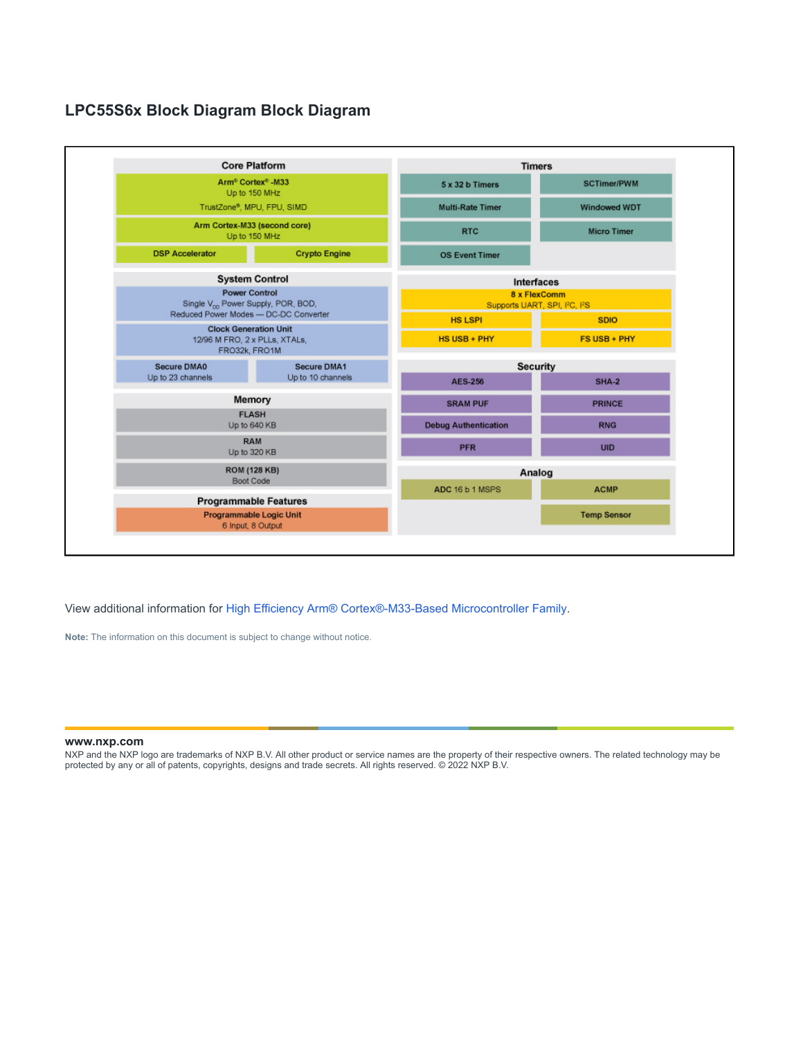## LPC55S6x Block Diagram Block Diagram

**Core Platform**

- **Arm® Cortex® -M33** — Up to 150 MHz — TrustZone®, MPU, FPU, SIMD
- **Arm Cortex-M33 (second core)** — Up to 150 MHz
- DSP Accelerator
- Crypto Engine

**System Control**

- **Power Control** — Single $V_{DD}$ Power Supply, POR, BOD, Reduced Power Modes — DC-DC Converter
- **Clock Generation Unit** — 12/96 M FRO, 2 x PLLs, XTALs, FRO32k, FRO1M
- **Secure DMA0** — Up to 23 channels
- **Secure DMA1** — Up to 10 channels

**Memory**

- **FLASH** — Up to 640 KB
- **RAM** — Up to 320 KB
- **ROM (128 KB)** — Boot Code

**Programmable Features**

- **Programmable Logic Unit** — 6 Input, 8 Output

**Timers**

- 5 x 32 b Timers
- SCTimer/PWM
- Multi-Rate Timer
- Windowed WDT
- RTC
- Micro Timer
- OS Event Timer

**Interfaces**

- **8 x FlexComm** — Supports UART, SPI, I²C, I²S
- HS LSPI
- SDIO
- HS USB + PHY
- FS USB + PHY

**Security**

- AES-256
- SHA-2
- SRAM PUF
- PRINCE
- Debug Authentication
- RNG
- PFR
- UID

**Analog**

- ADC 16 b 1 MSPS
- ACMP
- Temp Sensor

View additional information for High Efficiency Arm® Cortex®-M33-Based Microcontroller Family.

**Note:** The information on this document is subject to change without notice.

**www.nxp.com**

NXP and the NXP logo are trademarks of NXP B.V. All other product or service names are the property of their respective owners. The related technology may be protected by any or all of patents, copyrights, designs and trade secrets. All rights reserved. © 2022 NXP B.V.